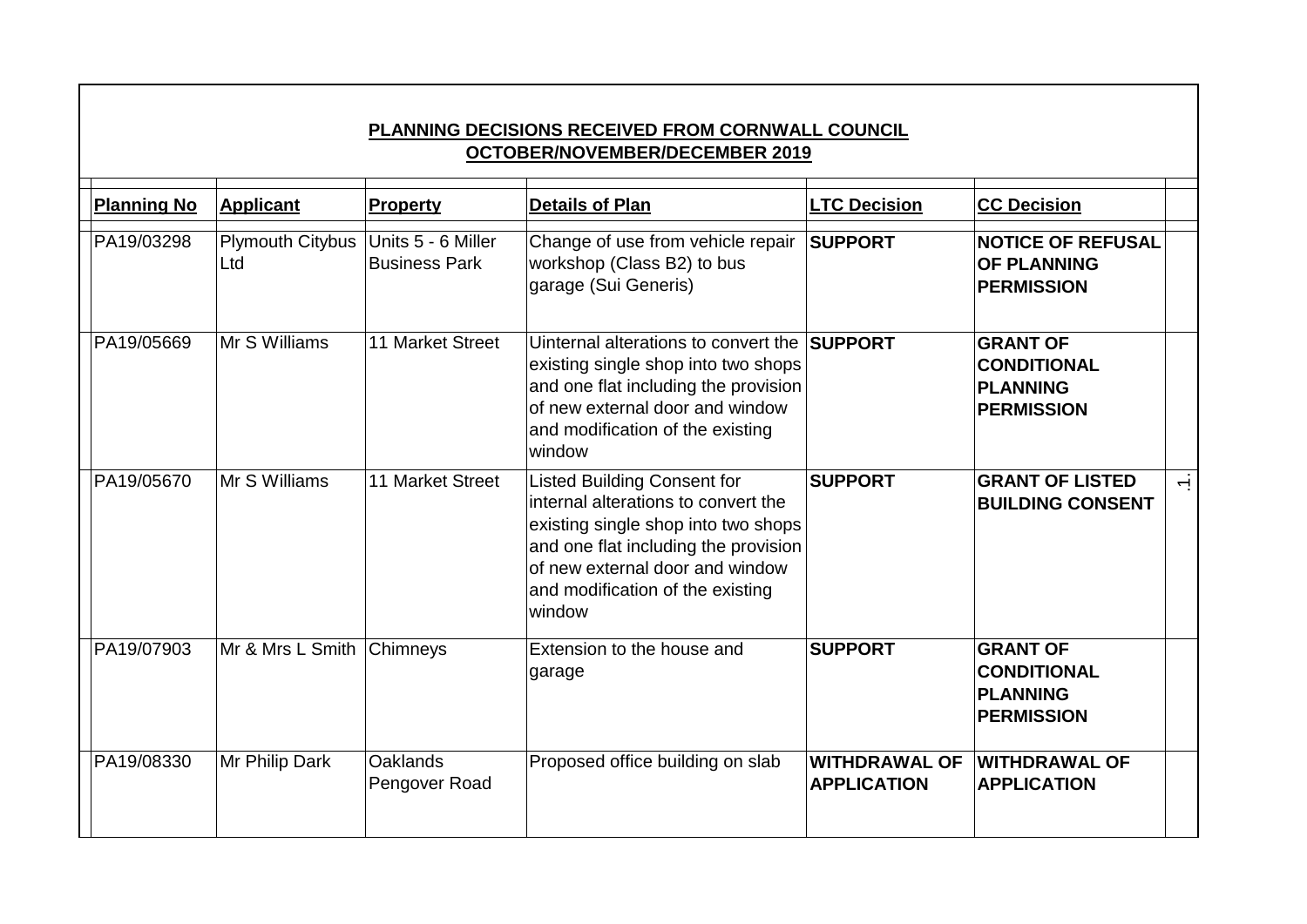## PLANNING DECISIONS RECEIVED FROM CORNWALL COUNCIL
## OCTOBER/NOVEMBER/DECEMBER 2019

| Planning No | Applicant | Property | Details of Plan | LTC Decision | CC Decision |
|---|---|---|---|---|---|
| PA19/03298 | Plymouth Citybus Ltd | Units 5 - 6 Miller Business Park | Change of use from vehicle repair workshop (Class B2) to bus garage (Sui Generis) | **SUPPORT** | **NOTICE OF REFUSAL OF PLANNING PERMISSION** |
| PA19/05669 | Mr S Williams | 11 Market Street | Uinternal alterations to convert the existing single shop into two shops and one flat including the provision of new external door and window and modification of the existing window | **SUPPORT** | **GRANT OF CONDITIONAL PLANNING PERMISSION** |
| PA19/05670 | Mr S Williams | 11 Market Street | Listed Building Consent for internal alterations to convert the existing single shop into two shops and one flat including the provision of new external door and window and modification of the existing window | **SUPPORT** | **GRANT OF LISTED BUILDING CONSENT** |
| PA19/07903 | Mr & Mrs L Smith | Chimneys | Extension to the house and garage | **SUPPORT** | **GRANT OF CONDITIONAL PLANNING PERMISSION** |
| PA19/08330 | Mr Philip Dark | Oaklands Pengover Road | Proposed office building on slab | **WITHDRAWAL OF APPLICATION** | **WITHDRAWAL OF APPLICATION** |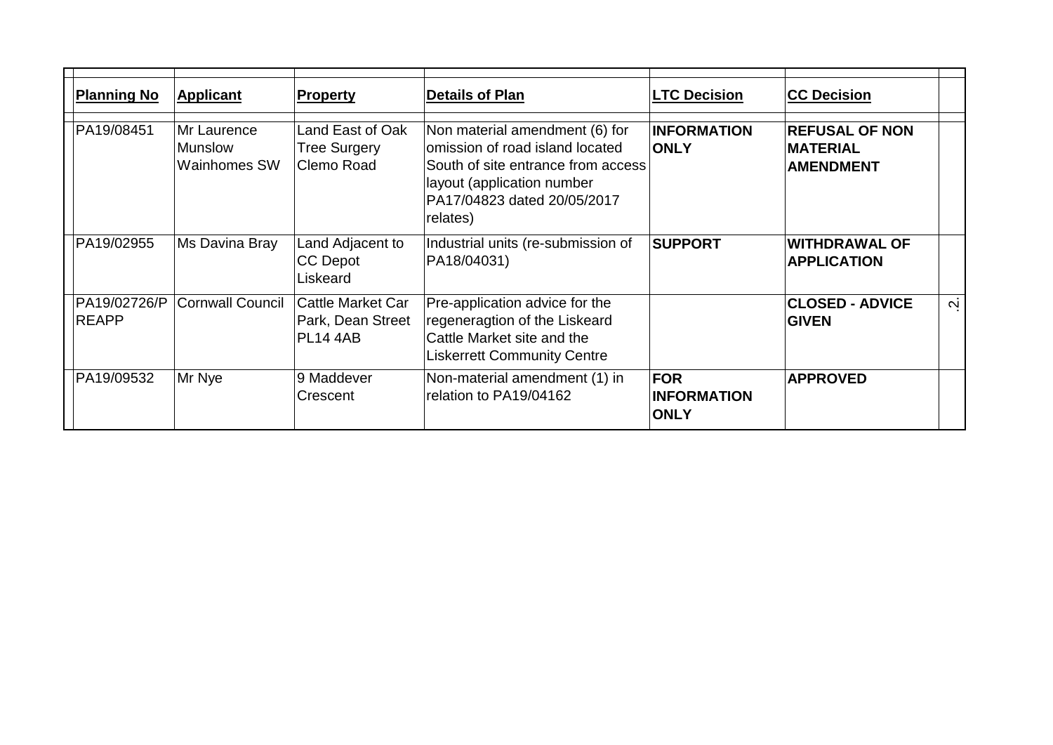| Planning No | Applicant | Property | Details of Plan | LTC Decision | CC Decision |
|---|---|---|---|---|---|
| PA19/08451 | Mr Laurence Munslow Wainhomes SW | Land East of Oak Tree Surgery Clemo Road | Non material amendment (6) for omission of road island located South of site entrance from access layout (application number PA17/04823 dated 20/05/2017 relates) | **INFORMATION ONLY** | **REFUSAL OF NON MATERIAL AMENDMENT** |
| PA19/02955 | Ms Davina Bray | Land Adjacent to CC Depot Liskeard | Industrial units (re-submission of PA18/04031) | **SUPPORT** | **WITHDRAWAL OF APPLICATION** |
| PA19/02726/PREAPP | Cornwall Council | Cattle Market Car Park, Dean Street PL14 4AB | Pre-application advice for the regeneragtion of the Liskeard Cattle Market site and the Liskerrett Community Centre | | **CLOSED - ADVICE GIVEN** |
| PA19/09532 | Mr Nye | 9 Maddever Crescent | Non-material amendment (1) in relation to PA19/04162 | **FOR INFORMATION ONLY** | **APPROVED** |